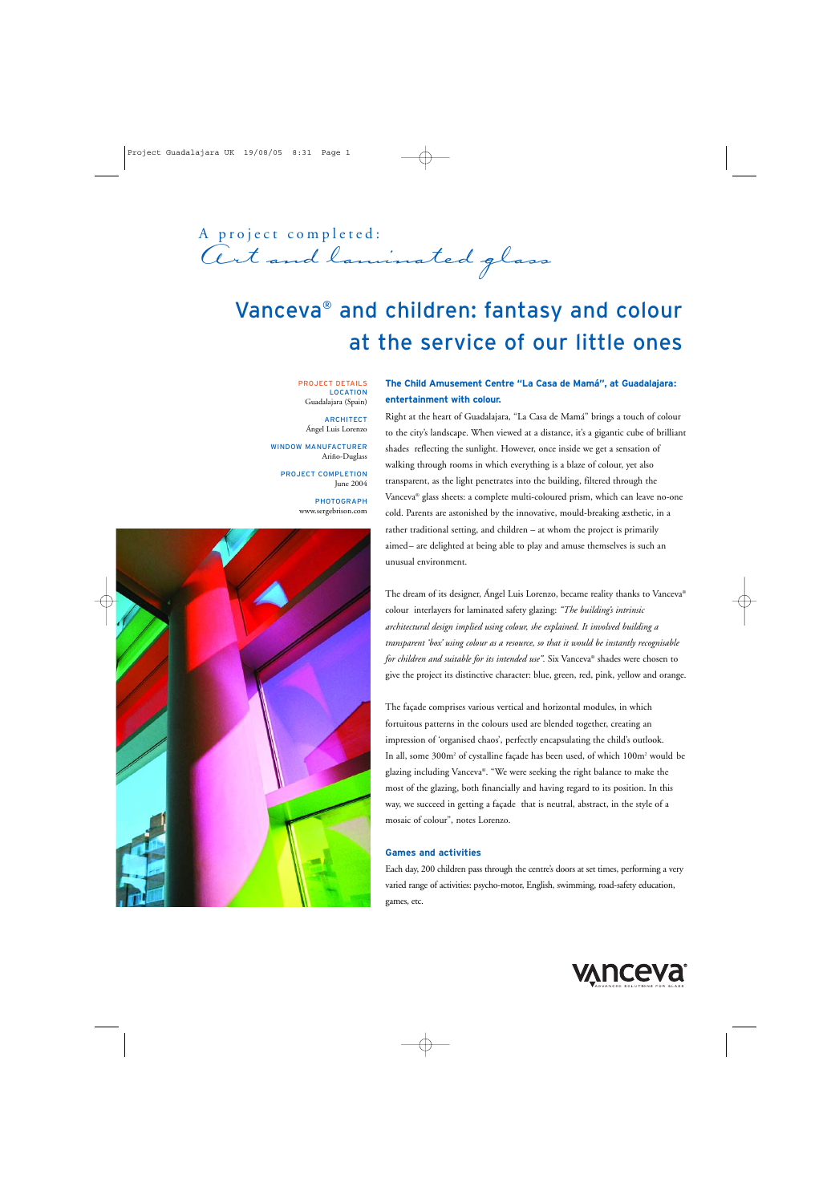A project completed:
*Art and laminated glass*

# Vanceva® and children: fantasy and colour at the service of our little ones

PROJECT DETAILS

LOCATION
Guadalajara (Spain)

ARCHITECT
Ángel Luis Lorenzo

WINDOW MANUFACTURER
Ariño-Duglass

PROJECT COMPLETION
June 2004

PHOTOGRAPH
www.sergebrison.com

### The Child Amusement Centre "La Casa de Mamá", at Guadalajara: entertainment with colour.

Right at the heart of Guadalajara, "La Casa de Mamá" brings a touch of colour to the city's landscape. When viewed at a distance, it's a gigantic cube of brilliant shades reflecting the sunlight. However, once inside we get a sensation of walking through rooms in which everything is a blaze of colour, yet also transparent, as the light penetrates into the building, filtered through the Vanceva® glass sheets: a complete multi-coloured prism, which can leave no-one cold. Parents are astonished by the innovative, mould-breaking æsthetic, in a rather traditional setting, and children – at whom the project is primarily aimed– are delighted at being able to play and amuse themselves is such an unusual environment.

The dream of its designer, Ángel Luis Lorenzo, became reality thanks to Vanceva® colour interlayers for laminated safety glazing: *"The building's intrinsic architectural design implied using colour, she explained. It involved building a transparent 'box' using colour as a resource, so that it would be instantly recognisable for children and suitable for its intended use"*. Six Vanceva® shades were chosen to give the project its distinctive character: blue, green, red, pink, yellow and orange.

The façade comprises various vertical and horizontal modules, in which fortuitous patterns in the colours used are blended together, creating an impression of 'organised chaos', perfectly encapsulating the child's outlook. In all, some 300m² of cystalline façade has been used, of which 100m² would be glazing including Vanceva®. "We were seeking the right balance to make the most of the glazing, both financially and having regard to its position. In this way, we succeed in getting a façade that is neutral, abstract, in the style of a mosaic of colour", notes Lorenzo.

### Games and activities

Each day, 200 children pass through the centre's doors at set times, performing a very varied range of activities: psycho-motor, English, swimming, road-safety education, games, etc.

VANCEVA® ADVANCED SOLUTIONS FOR GLASS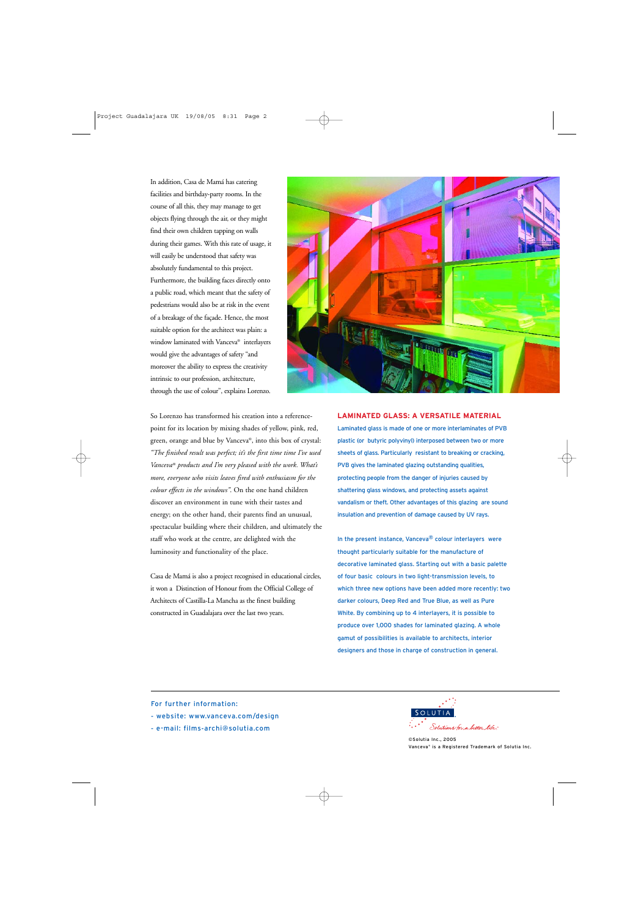In addition, Casa de Mamá has catering facilities and birthday-party rooms. In the course of all this, they may manage to get objects flying through the air, or they might find their own children tapping on walls during their games. With this rate of usage, it will easily be understood that safety was absolutely fundamental to this project. Furthermore, the building faces directly onto a public road, which meant that the safety of pedestrians would also be at risk in the event of a breakage of the façade. Hence, the most suitable option for the architect was plain: a window laminated with Vanceva® interlayers would give the advantages of safety "and moreover the ability to express the creativity intrinsic to our profession, architecture, through the use of colour", explains Lorenzo.

So Lorenzo has transformed his creation into a reference-point for its location by mixing shades of yellow, pink, red, green, orange and blue by Vanceva®, into this box of crystal: *"The finished result was perfect; it's the first time time I've used Vanceva® products and I'm very pleased with the work. What's more, everyone who visits leaves fired with enthusiasm for the colour effects in the windows".* On the one hand children discover an environment in tune with their tastes and energy; on the other hand, their parents find an unusual, spectacular building where their children, and ultimately the staff who work at the centre, are delighted with the luminosity and functionality of the place.

Casa de Mamá is also a project recognised in educational circles, it won a Distinction of Honour from the Official College of Architects of Castilla-La Mancha as the finest building constructed in Guadalajara over the last two years.

## LAMINATED GLASS: A VERSATILE MATERIAL

Laminated glass is made of one or more interlaminates of PVB plastic (or butyric polyvinyl) interposed between two or more sheets of glass. Particularly resistant to breaking or cracking, PVB gives the laminated glazing outstanding qualities, protecting people from the danger of injuries caused by shattering glass windows, and protecting assets against vandalism or theft. Other advantages of this glazing are sound insulation and prevention of damage caused by UV rays.

In the present instance, Vanceva® colour interlayers were thought particularly suitable for the manufacture of decorative laminated glass. Starting out with a basic palette of four basic colours in two light-transmission levels, to which three new options have been added more recently: two darker colours, Deep Red and True Blue, as well as Pure White. By combining up to 4 interlayers, it is possible to produce over 1,000 shades for laminated glazing. A whole gamut of possibilities is available to architects, interior designers and those in charge of construction in general.

For further information:
- website: www.vanceva.com/design
- e-mail: films-archi@solutia.com

SOLUTIA
Solutions for a better life.

©Solutia Inc., 2005
Vanceva® is a Registered Trademark of Solutia Inc.